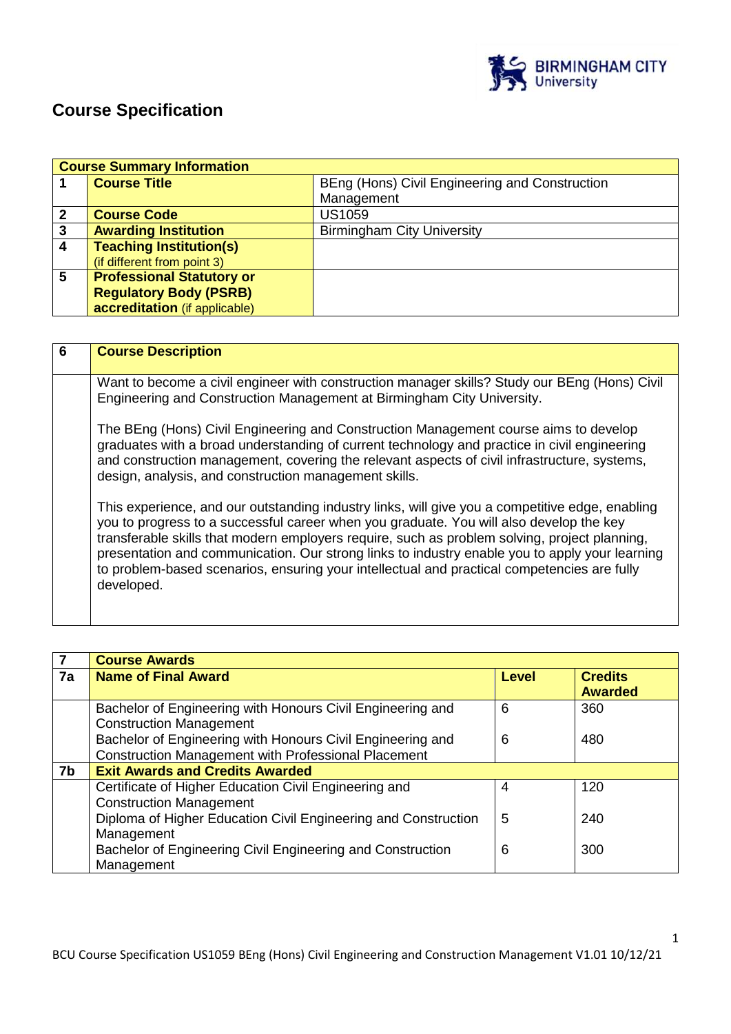# Course Specification

| Course Summary Information | | |
|---|---|---|
| **1** | **Course Title** | BEng (Hons) Civil Engineering and Construction Management |
| **2** | **Course Code** | US1059 |
| **3** | **Awarding Institution** | Birmingham City University |
| **4** | **Teaching Institution(s)** (if different from point 3) | |
| **5** | **Professional Statutory or Regulatory Body (PSRB) accreditation** (if applicable) | |

| **6** | **Course Description** |
|---|---|
| | Want to become a civil engineer with construction manager skills? Study our BEng (Hons) Civil Engineering and Construction Management at Birmingham City University.<br><br>The BEng (Hons) Civil Engineering and Construction Management course aims to develop graduates with a broad understanding of current technology and practice in civil engineering and construction management, covering the relevant aspects of civil infrastructure, systems, design, analysis, and construction management skills.<br><br>This experience, and our outstanding industry links, will give you a competitive edge, enabling you to progress to a successful career when you graduate. You will also develop the key transferable skills that modern employers require, such as problem solving, project planning, presentation and communication. Our strong links to industry enable you to apply your learning to problem-based scenarios, ensuring your intellectual and practical competencies are fully developed. |

| **7** | **Course Awards** | | |
|---|---|---|---|
| **7a** | **Name of Final Award** | **Level** | **Credits Awarded** |
| | Bachelor of Engineering with Honours Civil Engineering and Construction Management | 6 | 360 |
| | Bachelor of Engineering with Honours Civil Engineering and Construction Management with Professional Placement | 6 | 480 |
| **7b** | **Exit Awards and Credits Awarded** | | |
| | Certificate of Higher Education Civil Engineering and Construction Management | 4 | 120 |
| | Diploma of Higher Education Civil Engineering and Construction Management | 5 | 240 |
| | Bachelor of Engineering Civil Engineering and Construction Management | 6 | 300 |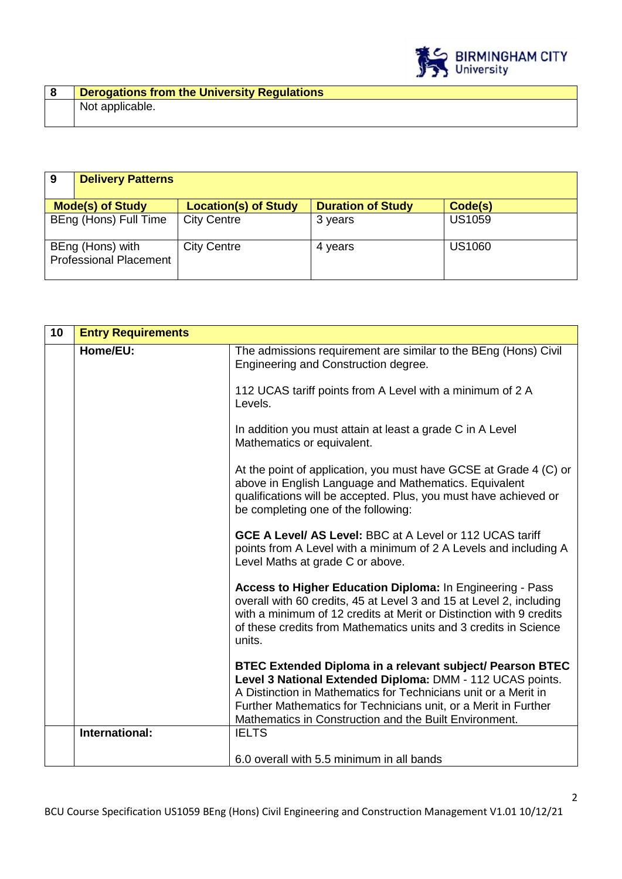| 8 | Derogations from the University Regulations |
|---|---|
| | Not applicable. |

| 9 | Delivery Patterns | | |
|---|---|---|---|
| **Mode(s) of Study** | **Location(s) of Study** | **Duration of Study** | **Code(s)** |
| BEng (Hons) Full Time | City Centre | 3 years | US1059 |
| BEng (Hons) with Professional Placement | City Centre | 4 years | US1060 |

| 10 | Entry Requirements | |
|---|---|---|
| | **Home/EU:** | The admissions requirement are similar to the BEng (Hons) Civil Engineering and Construction degree.<br><br>112 UCAS tariff points from A Level with a minimum of 2 A Levels.<br><br>In addition you must attain at least a grade C in A Level Mathematics or equivalent.<br><br>At the point of application, you must have GCSE at Grade 4 (C) or above in English Language and Mathematics. Equivalent qualifications will be accepted. Plus, you must have achieved or be completing one of the following:<br><br>**GCE A Level/ AS Level:** BBC at A Level or 112 UCAS tariff points from A Level with a minimum of 2 A Levels and including A Level Maths at grade C or above.<br><br>**Access to Higher Education Diploma:** In Engineering - Pass overall with 60 credits, 45 at Level 3 and 15 at Level 2, including with a minimum of 12 credits at Merit or Distinction with 9 credits of these credits from Mathematics units and 3 credits in Science units.<br><br>**BTEC Extended Diploma in a relevant subject/ Pearson BTEC Level 3 National Extended Diploma:** DMM - 112 UCAS points. A Distinction in Mathematics for Technicians unit or a Merit in Further Mathematics for Technicians unit, or a Merit in Further Mathematics in Construction and the Built Environment. |
| | **International:** | IELTS<br><br>6.0 overall with 5.5 minimum in all bands |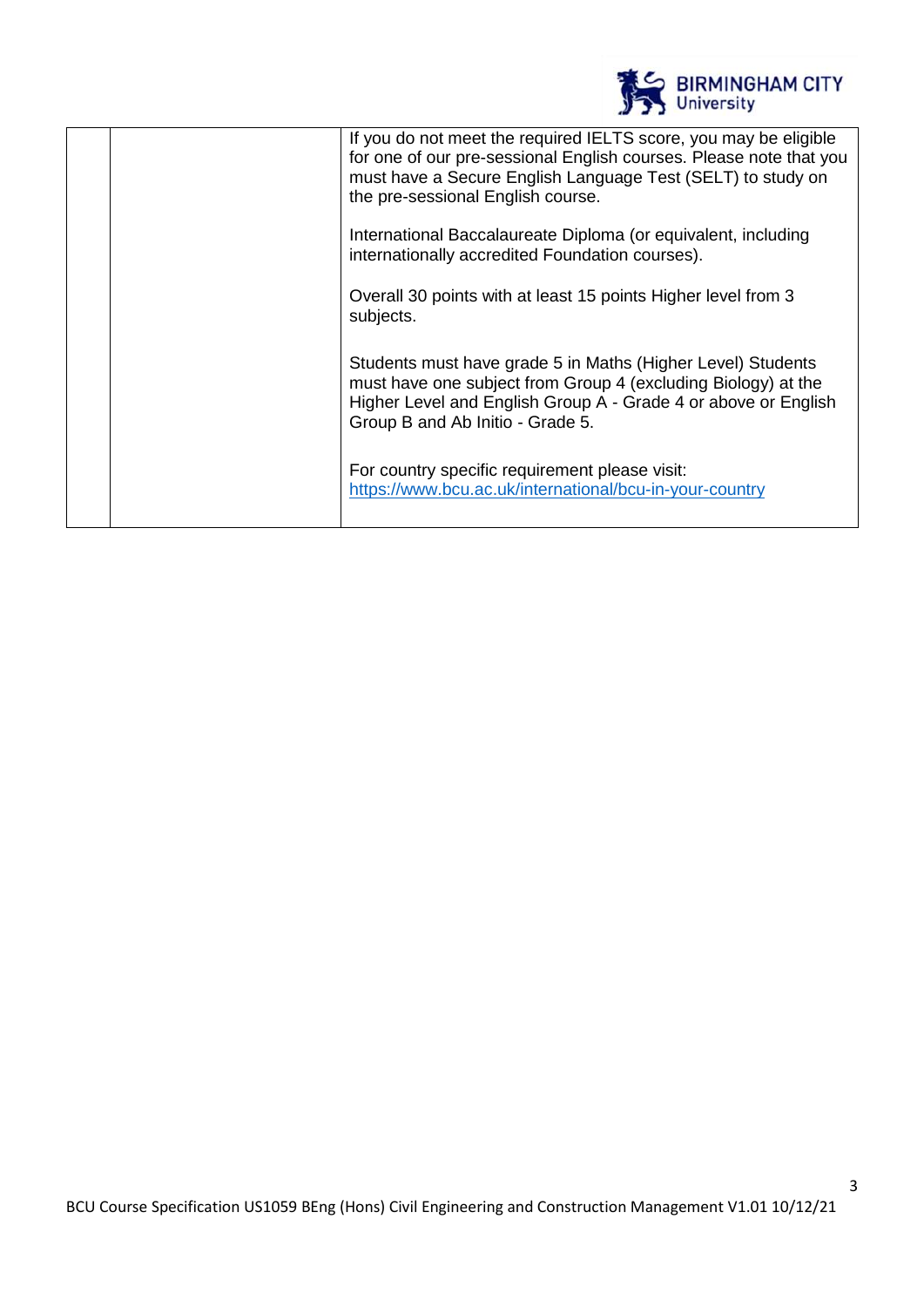| | | |
|---|---|---|
| | | If you do not meet the required IELTS score, you may be eligible for one of our pre-sessional English courses. Please note that you must have a Secure English Language Test (SELT) to study on the pre-sessional English course.<br><br>International Baccalaureate Diploma (or equivalent, including internationally accredited Foundation courses).<br><br>Overall 30 points with at least 15 points Higher level from 3 subjects.<br><br>Students must have grade 5 in Maths (Higher Level) Students must have one subject from Group 4 (excluding Biology) at the Higher Level and English Group A - Grade 4 or above or English Group B and Ab Initio - Grade 5.<br><br>For country specific requirement please visit: https://www.bcu.ac.uk/international/bcu-in-your-country |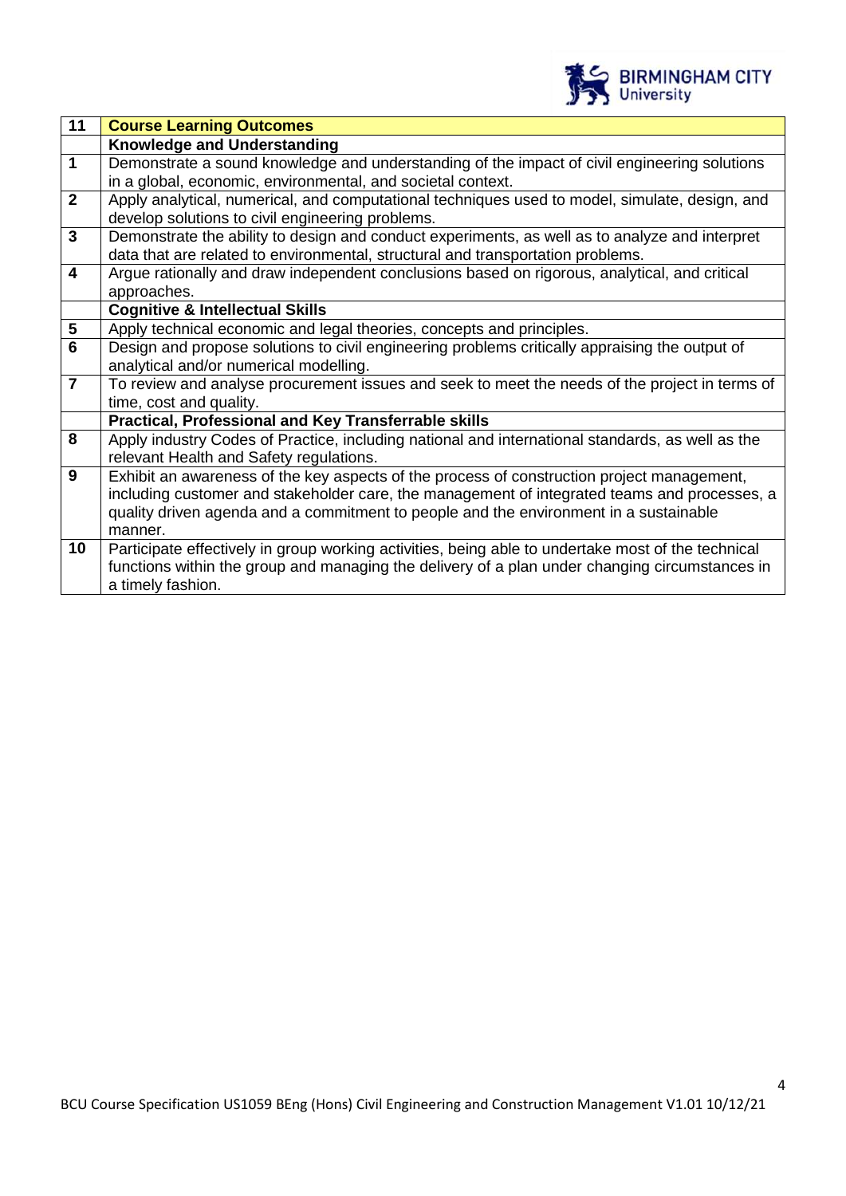| 11 | **Course Learning Outcomes** |
|---|---|
| | **Knowledge and Understanding** |
| **1** | Demonstrate a sound knowledge and understanding of the impact of civil engineering solutions in a global, economic, environmental, and societal context. |
| **2** | Apply analytical, numerical, and computational techniques used to model, simulate, design, and develop solutions to civil engineering problems. |
| **3** | Demonstrate the ability to design and conduct experiments, as well as to analyze and interpret data that are related to environmental, structural and transportation problems. |
| **4** | Argue rationally and draw independent conclusions based on rigorous, analytical, and critical approaches. |
| | **Cognitive & Intellectual Skills** |
| **5** | Apply technical economic and legal theories, concepts and principles. |
| **6** | Design and propose solutions to civil engineering problems critically appraising the output of analytical and/or numerical modelling. |
| **7** | To review and analyse procurement issues and seek to meet the needs of the project in terms of time, cost and quality. |
| | **Practical, Professional and Key Transferrable skills** |
| **8** | Apply industry Codes of Practice, including national and international standards, as well as the relevant Health and Safety regulations. |
| **9** | Exhibit an awareness of the key aspects of the process of construction project management, including customer and stakeholder care, the management of integrated teams and processes, a quality driven agenda and a commitment to people and the environment in a sustainable manner. |
| **10** | Participate effectively in group working activities, being able to undertake most of the technical functions within the group and managing the delivery of a plan under changing circumstances in a timely fashion. |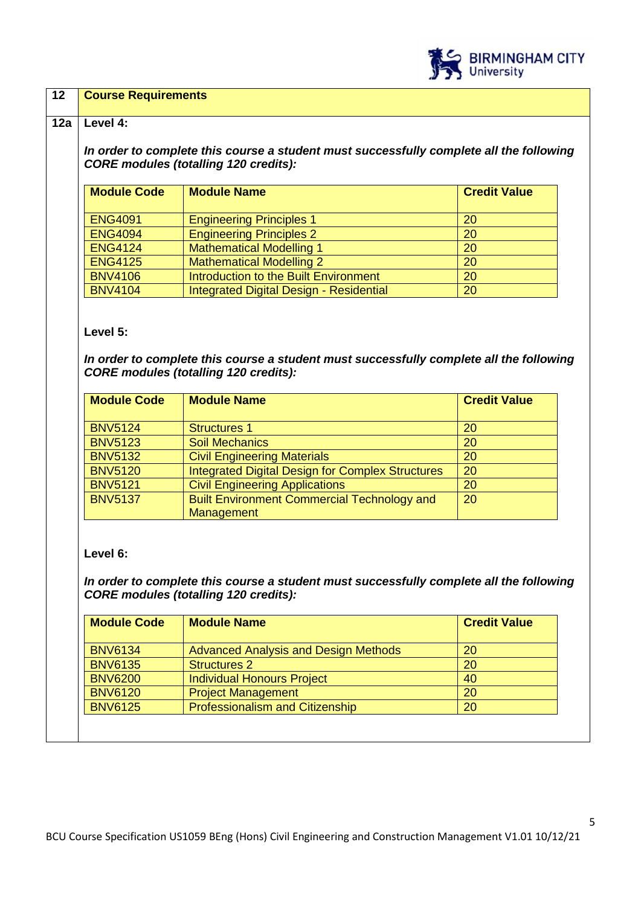## 12 Course Requirements

### 12a Level 4:

***In order to complete this course a student must successfully complete all the following CORE modules (totalling 120 credits):***

| Module Code | Module Name | Credit Value |
|---|---|---|
| ENG4091 | Engineering Principles 1 | 20 |
| ENG4094 | Engineering Principles 2 | 20 |
| ENG4124 | Mathematical Modelling 1 | 20 |
| ENG4125 | Mathematical Modelling 2 | 20 |
| BNV4106 | Introduction to the Built Environment | 20 |
| BNV4104 | Integrated Digital Design - Residential | 20 |

### Level 5:

***In order to complete this course a student must successfully complete all the following CORE modules (totalling 120 credits):***

| Module Code | Module Name | Credit Value |
|---|---|---|
| BNV5124 | Structures 1 | 20 |
| BNV5123 | Soil Mechanics | 20 |
| BNV5132 | Civil Engineering Materials | 20 |
| BNV5120 | Integrated Digital Design for Complex Structures | 20 |
| BNV5121 | Civil Engineering Applications | 20 |
| BNV5137 | Built Environment Commercial Technology and Management | 20 |

### Level 6:

***In order to complete this course a student must successfully complete all the following CORE modules (totalling 120 credits):***

| Module Code | Module Name | Credit Value |
|---|---|---|
| BNV6134 | Advanced Analysis and Design Methods | 20 |
| BNV6135 | Structures 2 | 20 |
| BNV6200 | Individual Honours Project | 40 |
| BNV6120 | Project Management | 20 |
| BNV6125 | Professionalism and Citizenship | 20 |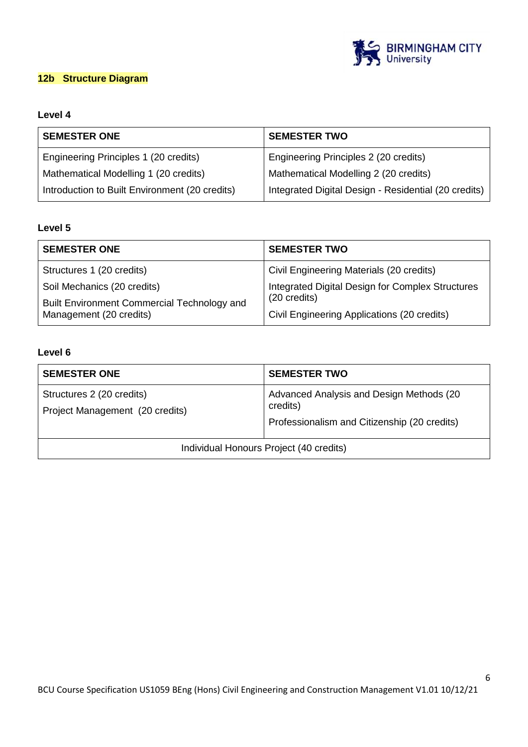## 12b Structure Diagram

**Level 4**

| SEMESTER ONE | SEMESTER TWO |
| --- | --- |
| Engineering Principles 1 (20 credits)<br>Mathematical Modelling 1 (20 credits)<br>Introduction to Built Environment (20 credits) | Engineering Principles 2 (20 credits)<br>Mathematical Modelling 2 (20 credits)<br>Integrated Digital Design - Residential (20 credits) |

**Level 5**

| SEMESTER ONE | SEMESTER TWO |
| --- | --- |
| Structures 1 (20 credits)<br>Soil Mechanics (20 credits)<br>Built Environment Commercial Technology and Management (20 credits) | Civil Engineering Materials (20 credits)<br>Integrated Digital Design for Complex Structures (20 credits)<br>Civil Engineering Applications (20 credits) |

**Level 6**

| SEMESTER ONE | SEMESTER TWO |
| --- | --- |
| Structures 2 (20 credits)<br>Project Management (20 credits) | Advanced Analysis and Design Methods (20 credits)<br>Professionalism and Citizenship (20 credits) |
| Individual Honours Project (40 credits) | |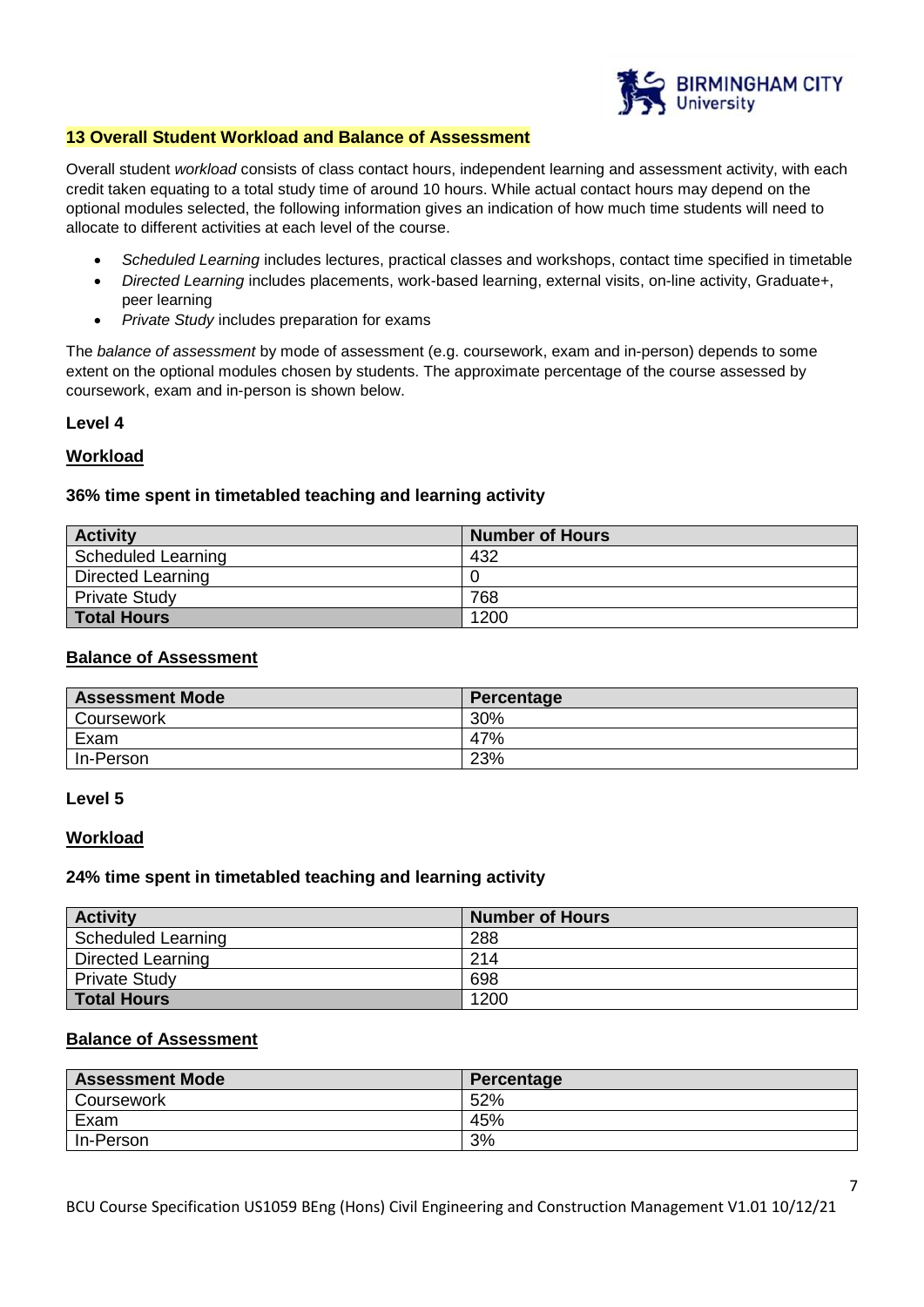## 13 Overall Student Workload and Balance of Assessment

Overall student *workload* consists of class contact hours, independent learning and assessment activity, with each credit taken equating to a total study time of around 10 hours. While actual contact hours may depend on the optional modules selected, the following information gives an indication of how much time students will need to allocate to different activities at each level of the course.

- *Scheduled Learning* includes lectures, practical classes and workshops, contact time specified in timetable
- *Directed Learning* includes placements, work-based learning, external visits, on-line activity, Graduate+, peer learning
- *Private Study* includes preparation for exams

The *balance of assessment* by mode of assessment (e.g. coursework, exam and in-person) depends to some extent on the optional modules chosen by students. The approximate percentage of the course assessed by coursework, exam and in-person is shown below.

### Level 4

#### Workload

**36% time spent in timetabled teaching and learning activity**

| Activity | Number of Hours |
|---|---|
| Scheduled Learning | 432 |
| Directed Learning | 0 |
| Private Study | 768 |
| **Total Hours** | 1200 |

#### Balance of Assessment

| Assessment Mode | Percentage |
|---|---|
| Coursework | 30% |
| Exam | 47% |
| In-Person | 23% |

### Level 5

#### Workload

**24% time spent in timetabled teaching and learning activity**

| Activity | Number of Hours |
|---|---|
| Scheduled Learning | 288 |
| Directed Learning | 214 |
| Private Study | 698 |
| **Total Hours** | 1200 |

#### Balance of Assessment

| Assessment Mode | Percentage |
|---|---|
| Coursework | 52% |
| Exam | 45% |
| In-Person | 3% |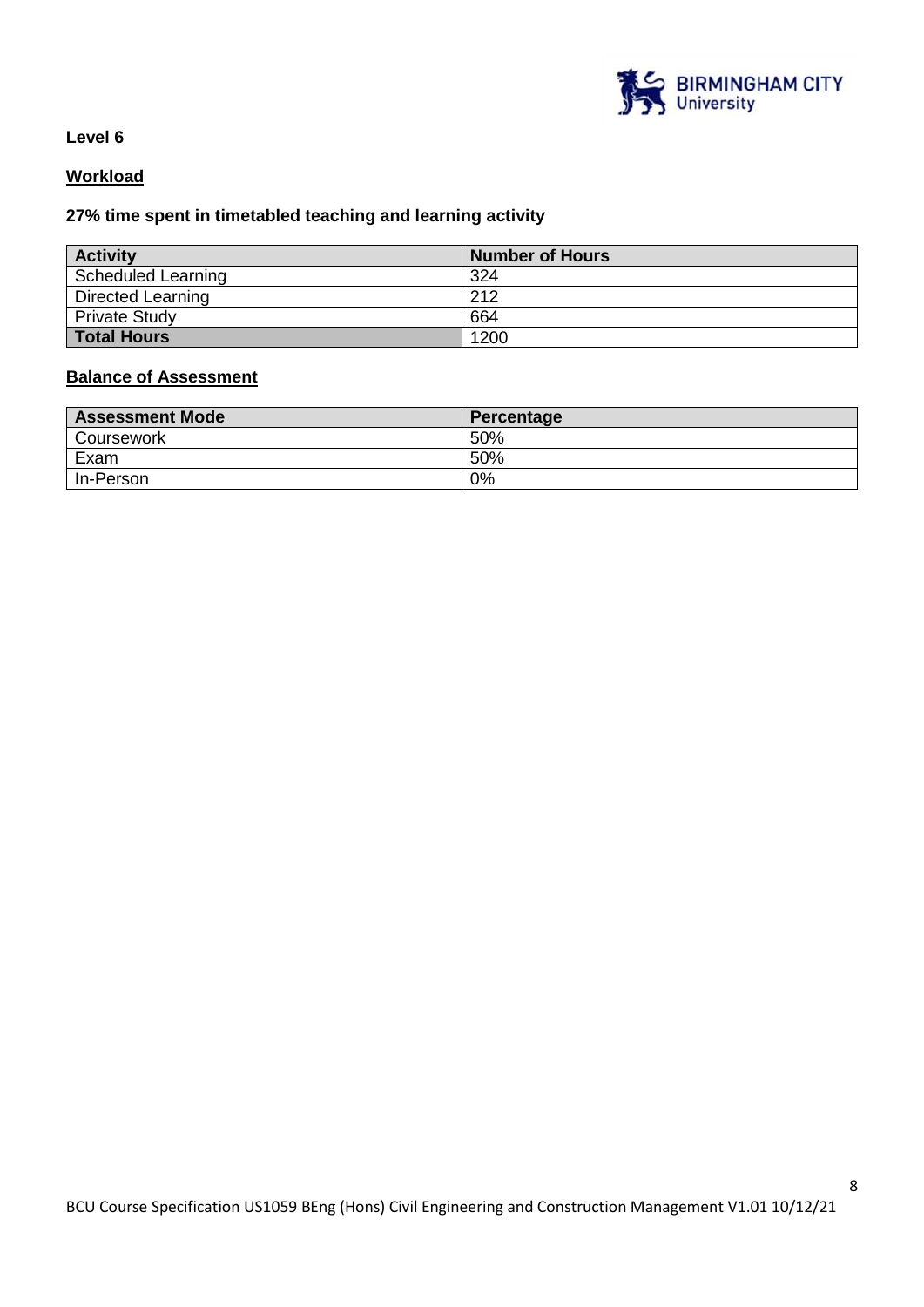**Level 6**

**Workload**

**27% time spent in timetabled teaching and learning activity**

| Activity | Number of Hours |
|---|---|
| Scheduled Learning | 324 |
| Directed Learning | 212 |
| Private Study | 664 |
| **Total Hours** | 1200 |

**Balance of Assessment**

| Assessment Mode | Percentage |
|---|---|
| Coursework | 50% |
| Exam | 50% |
| In-Person | 0% |